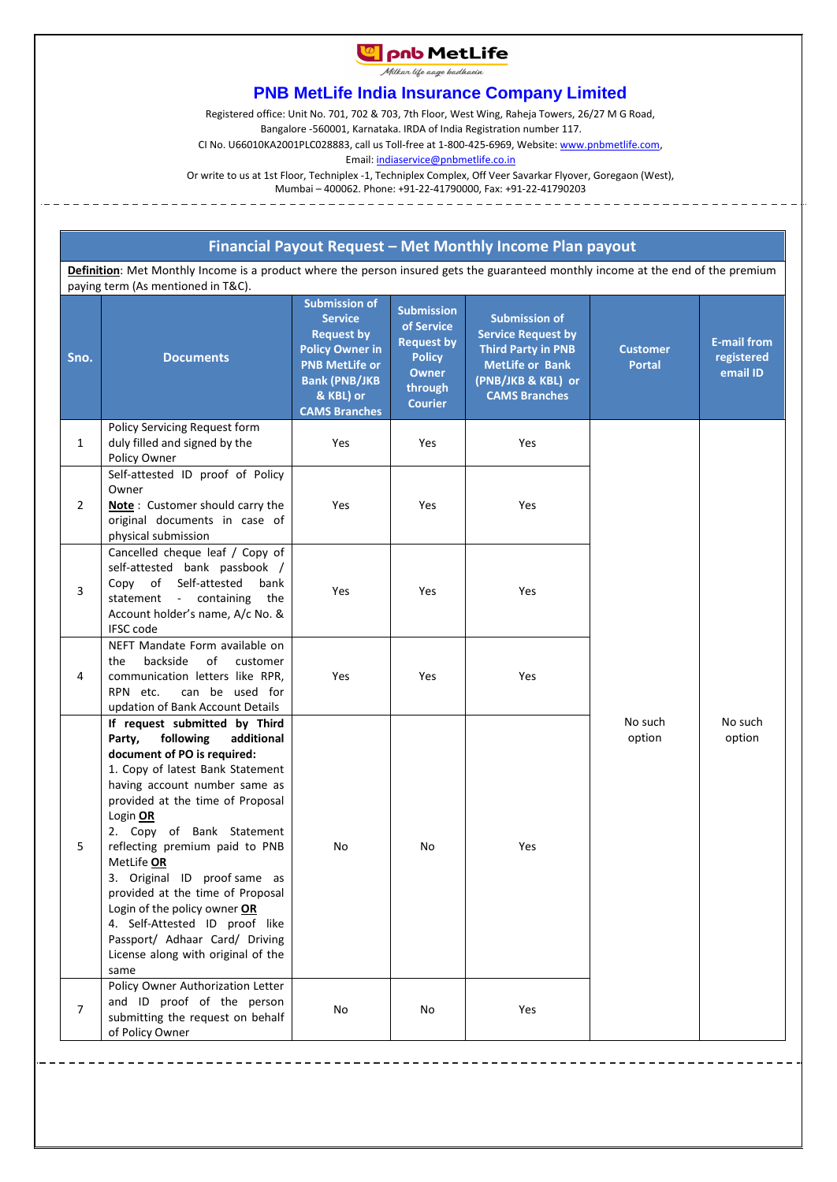pnb MetLife

*Milkar life aage badhaein*

# PNB MetLife India Insurance Company Limited

Registered office: Unit No. 701, 702 & 703, 7th Floor, West Wing, Raheja Towers, 26/27 M G Road, Bangalore -560001, Karnataka. IRDA of India Registration number 117.

CI No. U66010KA2001PLC028883, call us Toll-free at 1-800-425-6969, Website: www.pnbmetlife.com,

Email: indiaservice@pnbmetlife.co.in

Or write to us at 1st Floor, Techniplex -1, Techniplex Complex, Off Veer Savarkar Flyover, Goregaon (West), Mumbai – 400062. Phone: +91-22-41790000, Fax: +91-22-41790203

## Financial Payout Request – Met Monthly Income Plan payout

**Definition**: Met Monthly Income is a product where the person insured gets the guaranteed monthly income at the end of the premium paying term (As mentioned in T&C).

| Sno. | Documents | Submission of Service Request by Policy Owner in PNB MetLife or Bank (PNB/JKB & KBL) or CAMS Branches | Submission of Service Request by Policy Owner through Courier | Submission of Service Request by Third Party in PNB MetLife or Bank (PNB/JKB & KBL) or CAMS Branches | Customer Portal | E-mail from registered email ID |
|---|---|---|---|---|---|---|
| 1 | Policy Servicing Request form duly filled and signed by the Policy Owner | Yes | Yes | Yes | No such option | No such option |
| 2 | Self-attested ID proof of Policy Owner<br>**Note** : Customer should carry the original documents in case of physical submission | Yes | Yes | Yes | | |
| 3 | Cancelled cheque leaf / Copy of self-attested bank passbook / Copy of Self-attested bank statement - containing the Account holder's name, A/c No. & IFSC code | Yes | Yes | Yes | | |
| 4 | NEFT Mandate Form available on the backside of customer communication letters like RPR, RPN etc. can be used for updation of Bank Account Details | Yes | Yes | Yes | | |
| 5 | **If request submitted by Third Party, following additional document of PO is required:**<br>1. Copy of latest Bank Statement having account number same as provided at the time of Proposal Login **OR**<br>2. Copy of Bank Statement reflecting premium paid to PNB MetLife **OR**<br>3. Original ID proof same as provided at the time of Proposal Login of the policy owner **OR**<br>4. Self-Attested ID proof like Passport/ Adhaar Card/ Driving License along with original of the same | No | No | Yes | | |
| 7 | Policy Owner Authorization Letter and ID proof of the person submitting the request on behalf of Policy Owner | No | No | Yes | | |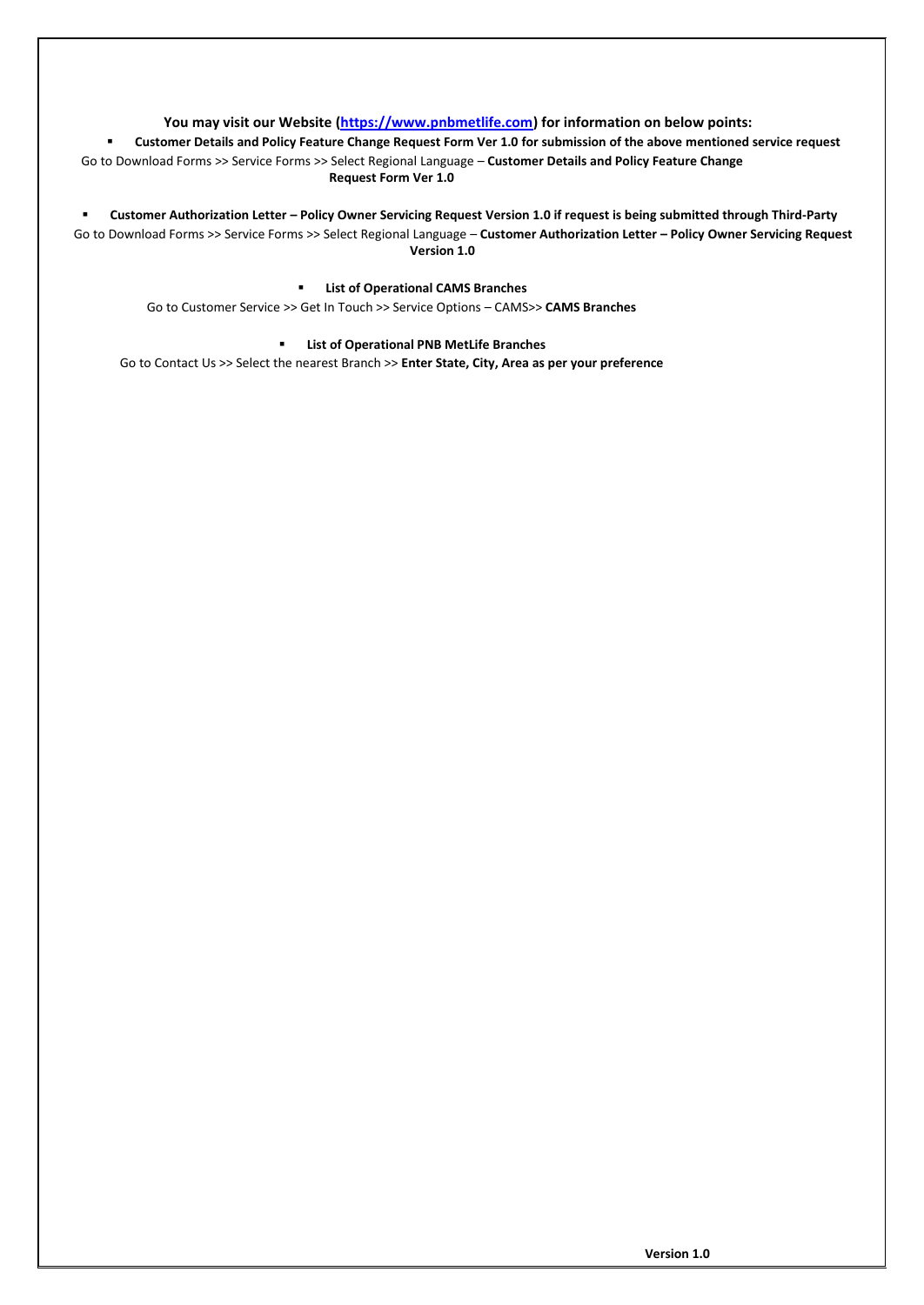**You may visit our Website ([https://www.pnbmetlife.com](https://www.pnbmetlife.com)) for information on below points:**

- **Customer Details and Policy Feature Change Request Form Ver 1.0 for submission of the above mentioned service request**

Go to Download Forms >> Service Forms >> Select Regional Language – **Customer Details and Policy Feature Change Request Form Ver 1.0**

- **Customer Authorization Letter – Policy Owner Servicing Request Version 1.0 if request is being submitted through Third-Party**

Go to Download Forms >> Service Forms >> Select Regional Language – **Customer Authorization Letter – Policy Owner Servicing Request Version 1.0**

- **List of Operational CAMS Branches**

Go to Customer Service >> Get In Touch >> Service Options – CAMS>> **CAMS Branches**

- **List of Operational PNB MetLife Branches**

Go to Contact Us >> Select the nearest Branch >> **Enter State, City, Area as per your preference**

**Version 1.0**